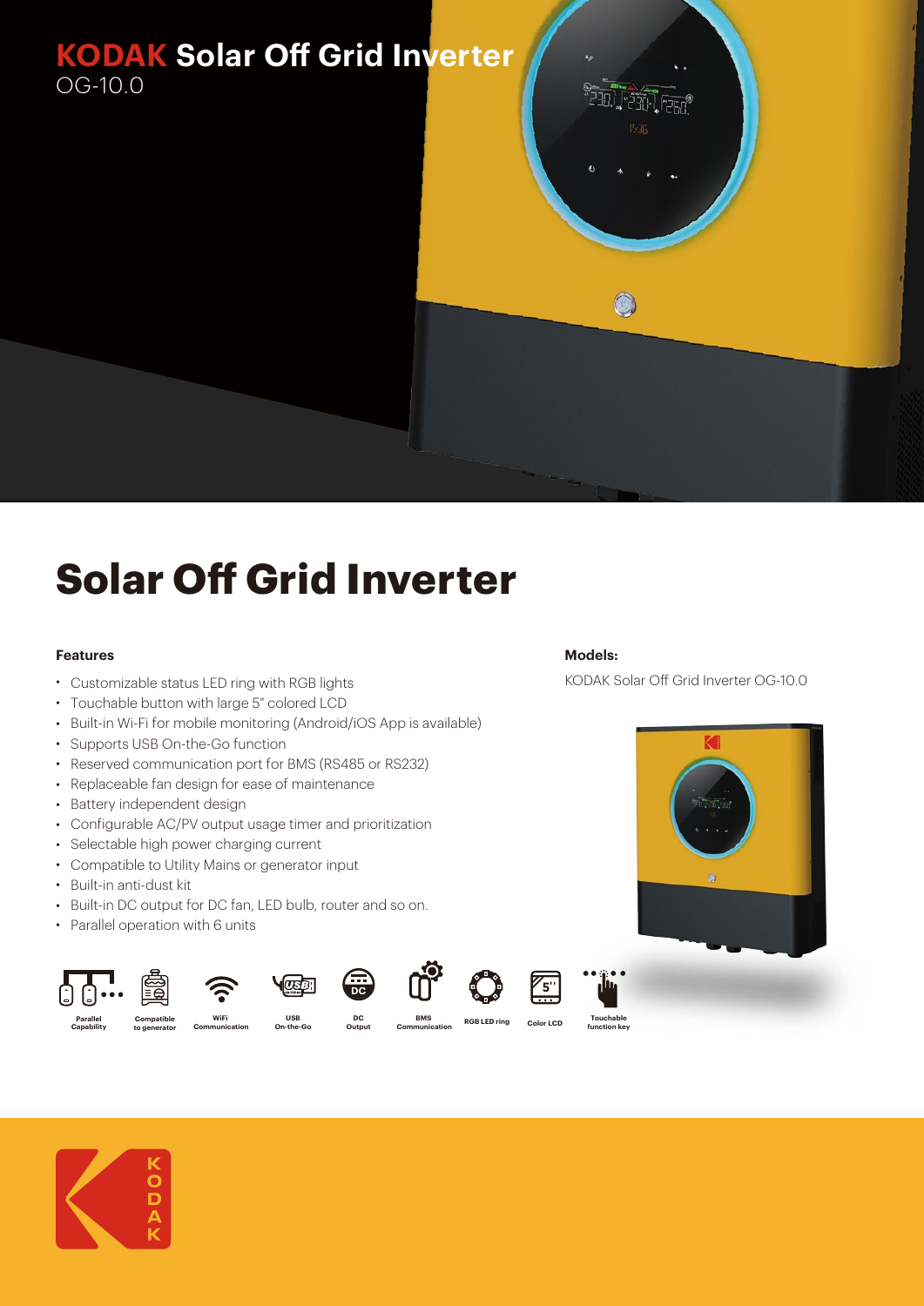# KODAK Solar Off Grid Inverter

OG-10.0

# Solar Off Grid Inverter

### Features

- Customizable status LED ring with RGB lights
- Touchable button with large 5" colored LCD
- Built-in Wi-Fi for mobile monitoring (Android/iOS App is available)
- Supports USB On-the-Go function
- Reserved communication port for BMS (RS485 or RS232)
- Replaceable fan design for ease of maintenance
- Battery independent design
- Configurable AC/PV output usage timer and prioritization
- Selectable high power charging current
- Compatible to Utility Mains or generator input
- Built-in anti-dust kit
- Built-in DC output for DC fan, LED bulb, router and so on.
- Parallel operation with 6 units

### Models:

KODAK Solar Off Grid Inverter OG-10.0

Parallel Capability | Compatible to generator | WiFi Communication | USB On-the-Go | DC Output | BMS Communication | RGB LED ring | Color LCD | Touchable function key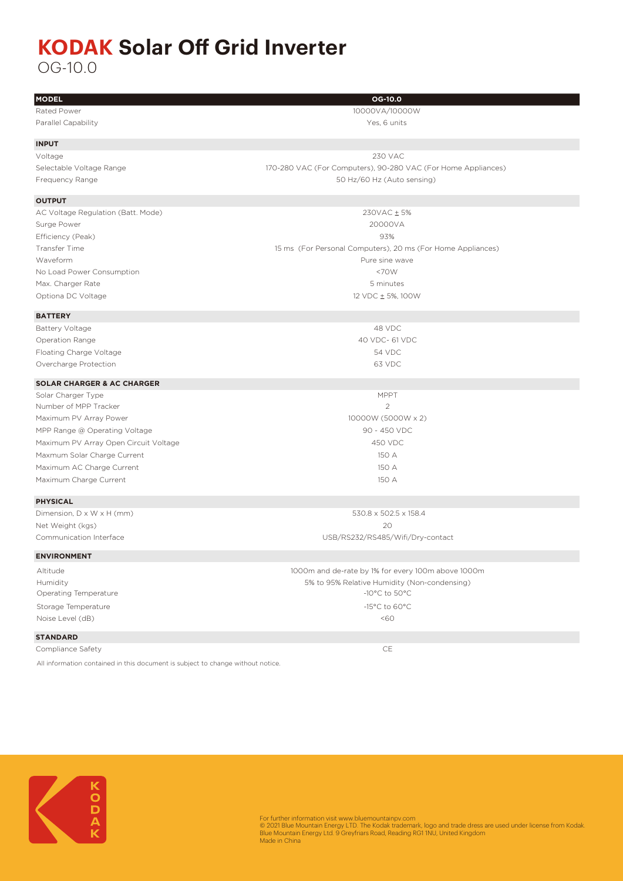# **KODAK** Solar Off Grid Inverter

OG-10.0

| **MODEL** | **OG-10.0** |
|---|---|
| Rated Power | 10000VA/10000W |
| Parallel Capability | Yes, 6 units |
| **INPUT** | |
| Voltage | 230 VAC |
| Selectable Voltage Range | 170-280 VAC (For Computers), 90-280 VAC (For Home Appliances) |
| Frequency Range | 50 Hz/60 Hz (Auto sensing) |
| **OUTPUT** | |
| AC Voltage Regulation (Batt. Mode) | 230VAC ± 5% |
| Surge Power | 20000VA |
| Efficiency (Peak) | 93% |
| Transfer Time | 15 ms (For Personal Computers), 20 ms (For Home Appliances) |
| Waveform | Pure sine wave |
| No Load Power Consumption | <70W |
| Max. Charger Rate | 5 minutes |
| Optiona DC Voltage | 12 VDC ± 5%, 100W |
| **BATTERY** | |
| Battery Voltage | 48 VDC |
| Operation Range | 40 VDC- 61 VDC |
| Floating Charge Voltage | 54 VDC |
| Overcharge Protection | 63 VDC |
| **SOLAR CHARGER & AC CHARGER** | |
| Solar Charger Type | MPPT |
| Number of MPP Tracker | 2 |
| Maximum PV Array Power | 10000W (5000W x 2) |
| MPP Range @ Operating Voltage | 90 - 450 VDC |
| Maximum PV Array Open Circuit Voltage | 450 VDC |
| Maxmum Solar Charge Current | 150 A |
| Maximum AC Charge Current | 150 A |
| Maximum Charge Current | 150 A |
| **PHYSICAL** | |
| Dimension, D x W x H (mm) | 530.8 x 502.5 x 158.4 |
| Net Weight (kgs) | 20 |
| Communication Interface | USB/RS232/RS485/Wifi/Dry-contact |
| **ENVIRONMENT** | |
| Altitude | 1000m and de-rate by 1% for every 100m above 1000m |
| Humidity | 5% to 95% Relative Humidity (Non-condensing) |
| Operating Temperature | -10°C to 50°C |
| Storage Temperature | -15°C to 60°C |
| Noise Level (dB) | <60 |
| **STANDARD** | |
| Compliance Safety | CE |

All information contained in this document is subject to change without notice.

For further information visit www.bluemountainpv.com
© 2021 Blue Mountain Energy LTD. The Kodak trademark, logo and trade dress are used under license from Kodak.
Blue Mountain Energy Ltd. 9 Greyfriars Road, Reading RG1 1NU, United Kingdom
Made in China